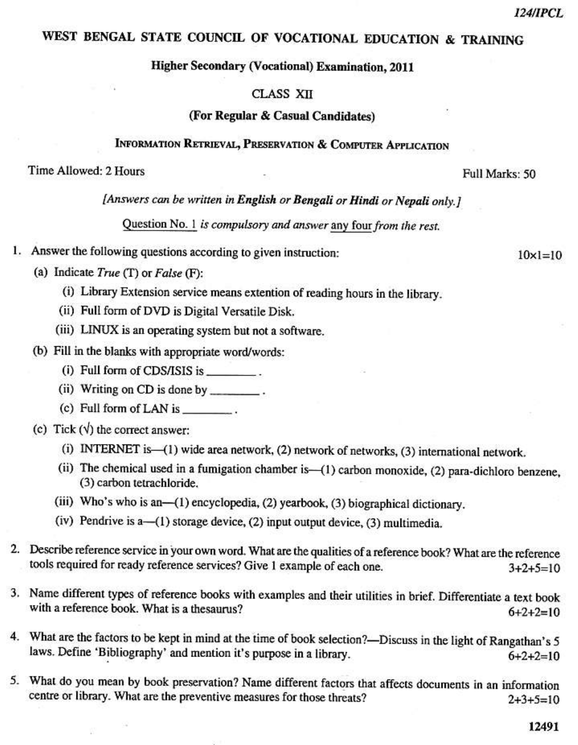124/IPCL

# WEST BENGAL STATE COUNCIL OF VOCATIONAL EDUCATION & TRAINING

## Higher Secondary (Vocational) Examination, 2011

### CLASS XII

### (For Regular & Casual Candidates)

### INFORMATION RETRIEVAL, PRESERVATION & COMPUTER APPLICATION

Time Allowed: 2 Hours Full Marks: 50

*[Answers can be written in **English** or **Bengali** or **Hindi** or **Nepali** only.]*

Question No. 1 *is compulsory and answer* any four *from the rest.*

1. Answer the following questions according to given instruction: 10×1=10

   (a) Indicate *True* (T) or *False* (F):

   (i) Library Extension service means extention of reading hours in the library.

   (ii) Full form of DVD is Digital Versatile Disk.

   (iii) LINUX is an operating system but not a software.

   (b) Fill in the blanks with appropriate word/words:

   (i) Full form of CDS/ISIS is ________.

   (ii) Writing on CD is done by ________.

   (c) Full form of LAN is ________.

   (c) Tick (√) the correct answer:

   (i) INTERNET is—(1) wide area network, (2) network of networks, (3) international network.

   (ii) The chemical used in a fumigation chamber is—(1) carbon monoxide, (2) para-dichloro benzene, (3) carbon tetrachloride.

   (iii) Who's who is an—(1) encyclopedia, (2) yearbook, (3) biographical dictionary.

   (iv) Pendrive is a—(1) storage device, (2) input output device, (3) multimedia.

2. Describe reference service in your own word. What are the qualities of a reference book? What are the reference tools required for ready reference services? Give 1 example of each one. 3+2+5=10

3. Name different types of reference books with examples and their utilities in brief. Differentiate a text book with a reference book. What is a thesaurus? 6+2+2=10

4. What are the factors to be kept in mind at the time of book selection?—Discuss in the light of Rangathan's 5 laws. Define 'Bibliography' and mention it's purpose in a library. 6+2+2=10

5. What do you mean by book preservation? Name different factors that affects documents in an information centre or library. What are the preventive measures for those threats? 2+3+5=10

12491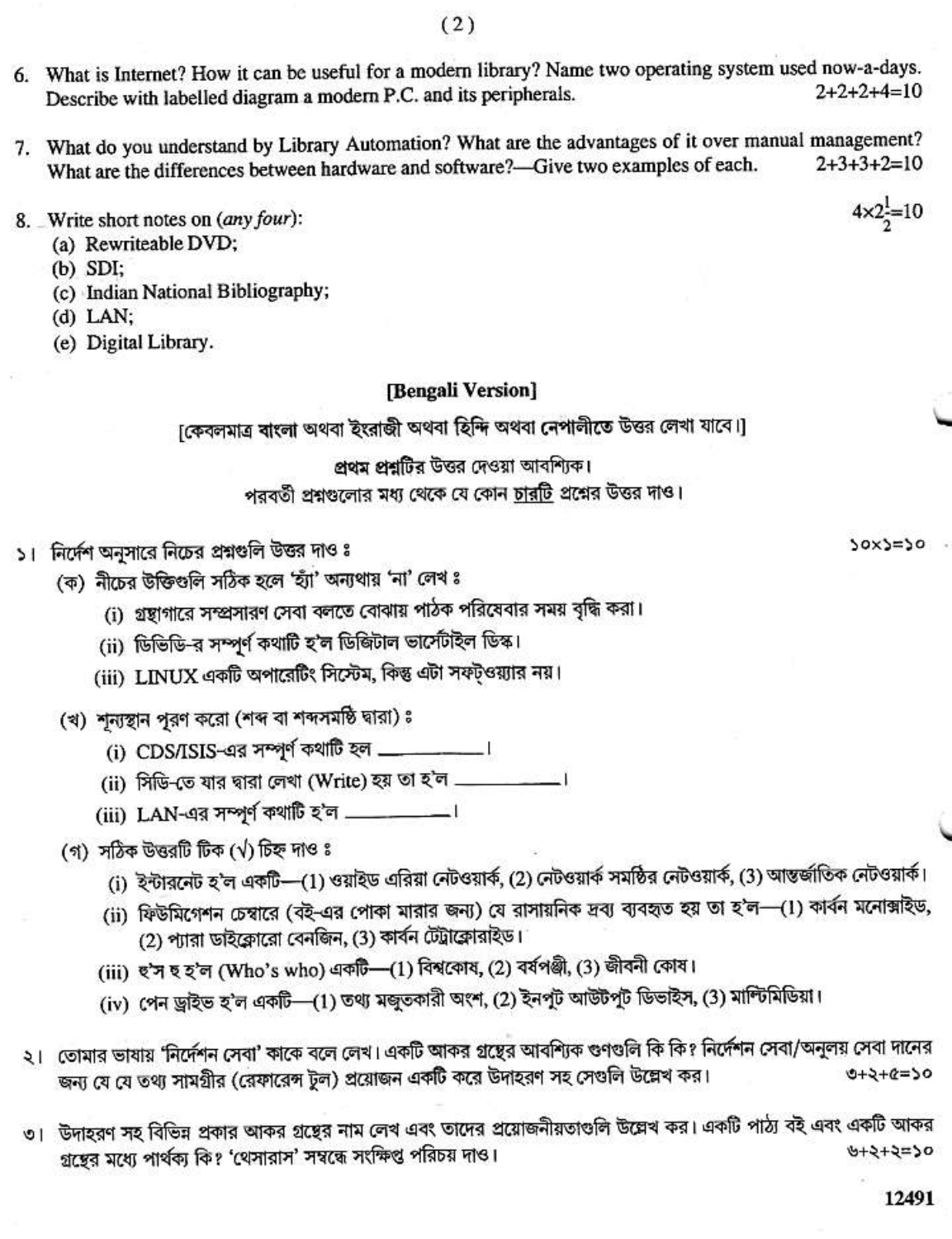6. What is Internet? How it can be useful for a modern library? Name two operating system used now-a-days. Describe with labelled diagram a modern P.C. and its peripherals. 2+2+2+4=10

7. What do you understand by Library Automation? What are the advantages of it over manual management? What are the differences between hardware and software?—Give two examples of each. 2+3+3+2=10

8. Write short notes on (*any four*): $4\times2\frac{1}{2}=10$
   (a) Rewriteable DVD;
   (b) SDI;
   (c) Indian National Bibliography;
   (d) LAN;
   (e) Digital Library.

## [Bengali Version]

[কেবলমাত্র বাংলা অথবা ইংরাজী অথবা হিন্দি অথবা নেপালীতে উত্তর লেখা যাবে।]

প্রথম প্রশ্নটির উত্তর দেওয়া আবশ্যিক।

পরবর্তী প্রশ্নগুলোর মধ্য থেকে যে কোন চারটি প্রশ্নের উত্তর দাও।

১। নির্দেশ অনুসারে নিচের প্রশ্নগুলি উত্তর দাও ঃ ১০×১=১০

(ক) নীচের উক্তিগুলি সঠিক হলে 'হ্যাঁ' অন্যথায় 'না' লেখ ঃ

(i) গ্রন্থাগারে সম্প্রসারণ সেবা বলতে বোঝায় পাঠক পরিষেবার সময় বৃদ্ধি করা।

(ii) ডিভিডি-র সম্পূর্ণ কথাটি হ'ল ডিজিটাল ভার্সেটাইল ডিস্ক।

(iii) LINUX একটি অপারেটিং সিস্টেম, কিন্তু এটা সফট্‌ওয়্যার নয়।

(খ) শূন্যস্থান পূরণ করো (শব্দ বা শব্দসমষ্টি দ্বারা) ঃ

(i) CDS/ISIS-এর সম্পূর্ণ কথাটি হল ________।

(ii) সিডি-তে যার দ্বারা লেখা (Write) হয় তা হ'ল ________।

(iii) LAN-এর সম্পূর্ণ কথাটি হ'ল ________।

(গ) সঠিক উত্তরটি টিক (√) চিহ্ন দাও ঃ

(i) ইন্টারনেট হ'ল একটি—(1) ওয়াইড এরিয়া নেটওয়ার্ক, (2) নেটওয়ার্ক সমষ্টির নেটওয়ার্ক, (3) আন্তর্জাতিক নেটওয়ার্ক।

(ii) ফিউমিগেশন চেম্বারে (বই-এর পোকা মারার জন্য) যে রাসায়নিক দ্রব্য ব্যবহৃত হয় তা হ'ল—(1) কার্বন মনোক্সাইড, (2) প্যারা ডাইক্লোরো বেনজিন, (3) কার্বন টেট্রাক্লোরাইড।

(iii) হু'স হু হ'ল (Who's who) একটি—(1) বিশ্বকোষ, (2) বর্ষপঞ্জী, (3) জীবনী কোষ।

(iv) পেন ড্রাইভ হ'ল একটি—(1) তথ্য মজুতকারী অংশ, (2) ইনপুট আউটপুট ডিভাইস, (3) মাল্টিমিডিয়া।

২। তোমার ভাষায় 'নির্দেশন সেবা' কাকে বলে লেখ। একটি আকর গ্রন্থের আবশ্যিক গুণগুলি কি কি? নির্দেশন সেবা/অনুলয় সেবা দানের জন্য যে যে তথ্য সামগ্রীর (রেফারেন্স টুল) প্রয়োজন একটি করে উদাহরণ সহ সেগুলি উল্লেখ কর। ৩+২+৫=১০

৩। উদাহরণ সহ বিভিন্ন প্রকার আকর গ্রন্থের নাম লেখ এবং তাদের প্রয়োজনীয়তাগুলি উল্লেখ কর। একটি পাঠ্য বই এবং একটি আকর গ্রন্থের মধ্যে পার্থক্য কি? 'থেসারাস' সম্বন্ধে সংক্ষিপ্ত পরিচয় দাও। ৬+২+২=১০

12491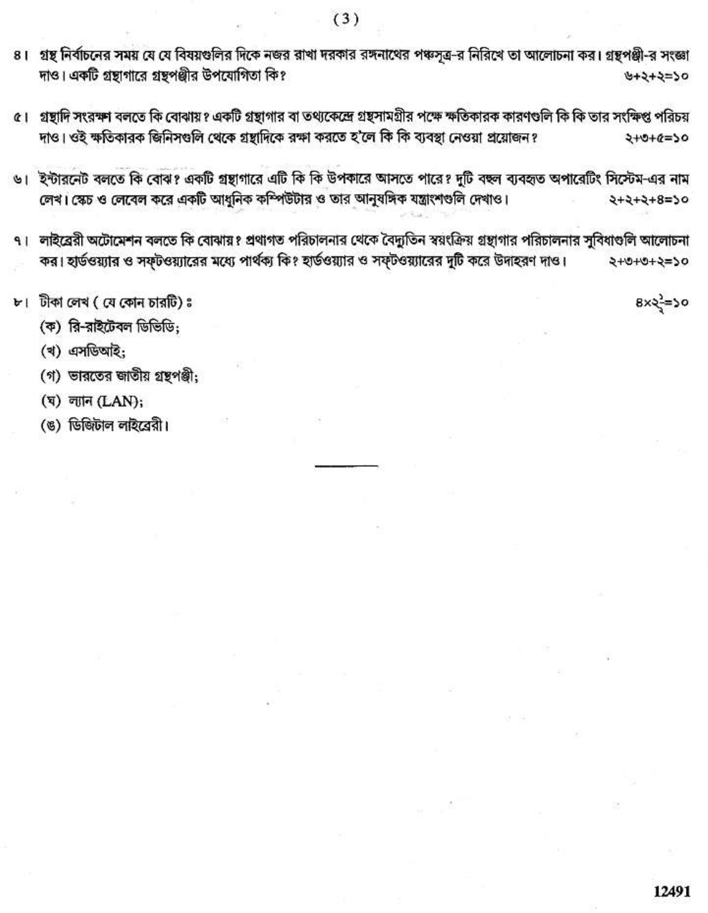৪। গ্রন্থ নির্বাচনের সময় যে যে বিষয়গুলির দিকে নজর রাখা দরকার রঙ্গনাথের পঞ্চসূত্র-র নিরিখে তা আলোচনা কর। গ্রন্থপঞ্জী-র সংজ্ঞা দাও। একটি গ্রন্থাগারে গ্রন্থপঞ্জীর উপযোগিতা কি? ৬+২+২=১০

৫। গ্রন্থাদি সংরক্ষণ বলতে কি বোঝায়? একটি গ্রন্থাগার বা তথ্যকেন্দ্রে গ্রন্থসামগ্রীর পক্ষে ক্ষতিকারক কারণগুলি কি কি তার সংক্ষিপ্ত পরিচয় দাও। ওই ক্ষতিকারক জিনিসগুলি থেকে গ্রন্থাদিকে রক্ষা করতে হ'লে কি কি ব্যবস্থা নেওয়া প্রয়োজন? ২+৩+৫=১০

৬। ইন্টারনেট বলতে কি বোঝ? একটি গ্রন্থাগারে এটি কি কি উপকারে আসতে পারে? দুটি বহুল ব্যবহৃত অপারেটিং সিস্টেম-এর নাম লেখ। স্কেচ ও লেবেল করে একটি আধুনিক কম্পিউটার ও তার আনুষঙ্গিক যন্ত্রাংশগুলি দেখাও। ২+২+২+৪=১০

৭। লাইব্রেরী অটোমেশন বলতে কি বোঝায়? প্রথাগত পরিচালনার থেকে বৈদ্যুতিন স্বয়ংক্রিয় গ্রন্থাগার পরিচালনার সুবিধাগুলি আলোচনা কর। হার্ডওয়্যার ও সফ্‌টওয়্যারের মধ্যে পার্থক্য কি? হার্ডওয়্যার ও সফ্‌টওয়্যারের দুটি করে উদাহরণ দাও। ২+৩+৩+২=১০

৮। টীকা লেখ ( যে কোন চারটি ) : $৪\times২\frac{১}{২}=১০$

(ক) রি-রাইটেবল ডিভিডি;

(খ) এসডিআই;

(গ) ভারতের জাতীয় গ্রন্থপঞ্জী;

(ঘ) ল্যান (LAN);

(ঙ) ডিজিটাল লাইব্রেরী।

12491